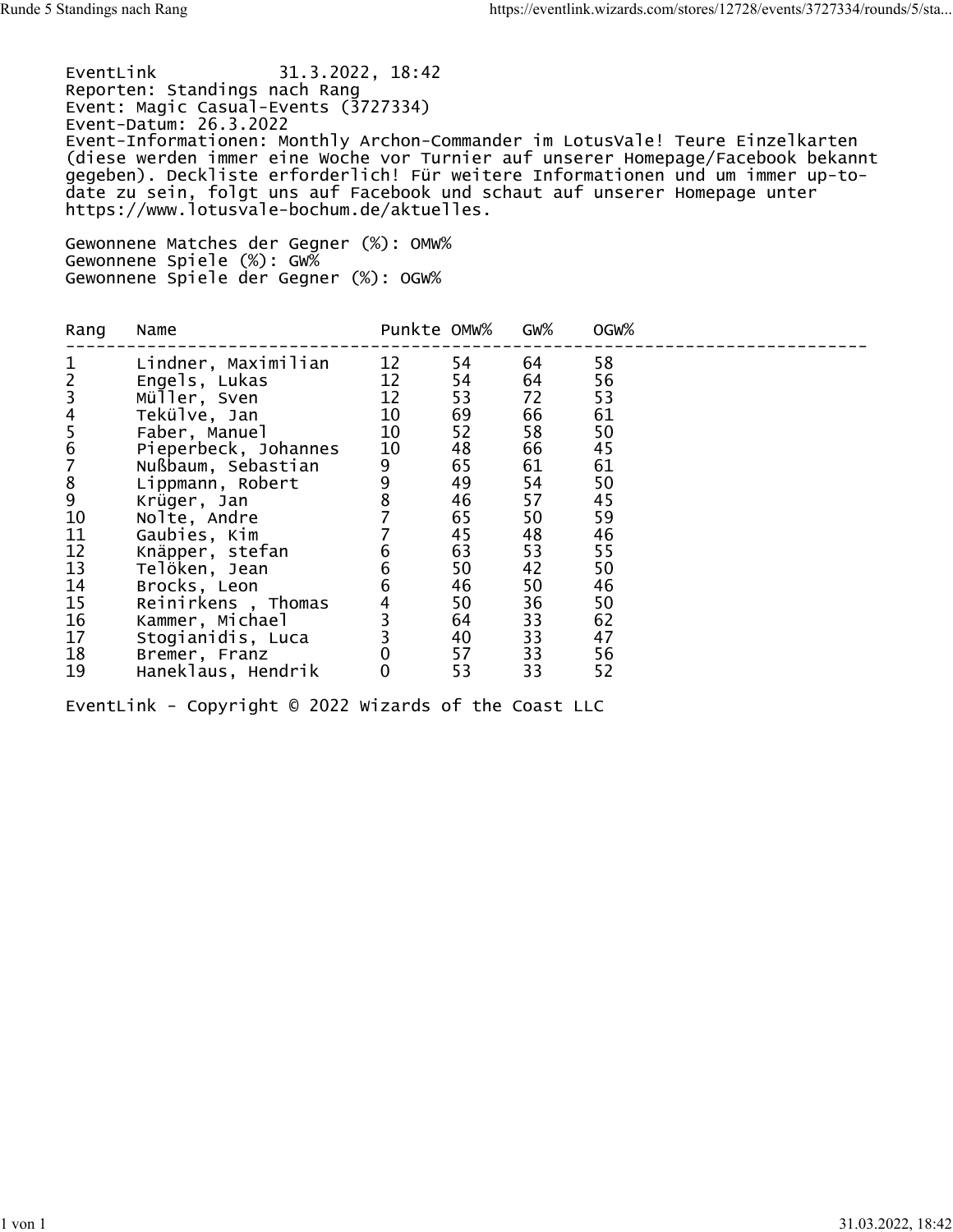EventLink 31.3.2022, 18:42
Reporten: Standings nach Rang
Event: Magic Casual-Events (3727334)
Event-Datum: 26.3.2022
Event-Informationen: Monthly Archon-Commander im LotusVale! Teure Einzelkarten (diese werden immer eine Woche vor Turnier auf unserer Homepage/Facebook bekannt gegeben). Deckliste erforderlich! Für weitere Informationen und um immer up-to-date zu sein, folgt uns auf Facebook und schaut auf unserer Homepage unter https://www.lotusvale-bochum.de/aktuelles.

Gewonnene Matches der Gegner (%): OMW%
Gewonnene Spiele (%): GW%
Gewonnene Spiele der Gegner (%): OGW%

| Rang | Name | Punkte | OMW% | GW% | OGW% |
|---|---|---|---|---|---|
| 1 | Lindner, Maximilian | 12 | 54 | 64 | 58 |
| 2 | Engels, Lukas | 12 | 54 | 64 | 56 |
| 3 | Müller, Sven | 12 | 53 | 72 | 53 |
| 4 | Tekülve, Jan | 10 | 69 | 66 | 61 |
| 5 | Faber, Manuel | 10 | 52 | 58 | 50 |
| 6 | Pieperbeck, Johannes | 10 | 48 | 66 | 45 |
| 7 | Nußbaum, Sebastian | 9 | 65 | 61 | 61 |
| 8 | Lippmann, Robert | 9 | 49 | 54 | 50 |
| 9 | Krüger, Jan | 8 | 46 | 57 | 45 |
| 10 | Nolte, Andre | 7 | 65 | 50 | 59 |
| 11 | Gaubies, Kim | 7 | 45 | 48 | 46 |
| 12 | Knäpper, stefan | 6 | 63 | 53 | 55 |
| 13 | Telöken, Jean | 6 | 50 | 42 | 50 |
| 14 | Brocks, Leon | 6 | 46 | 50 | 46 |
| 15 | Reinirkens , Thomas | 4 | 50 | 36 | 50 |
| 16 | Kammer, Michael | 3 | 64 | 33 | 62 |
| 17 | Stogianidis, Luca | 3 | 40 | 33 | 47 |
| 18 | Bremer, Franz | 0 | 57 | 33 | 56 |
| 19 | Haneklaus, Hendrik | 0 | 53 | 33 | 52 |

EventLink - Copyright © 2022 Wizards of the Coast LLC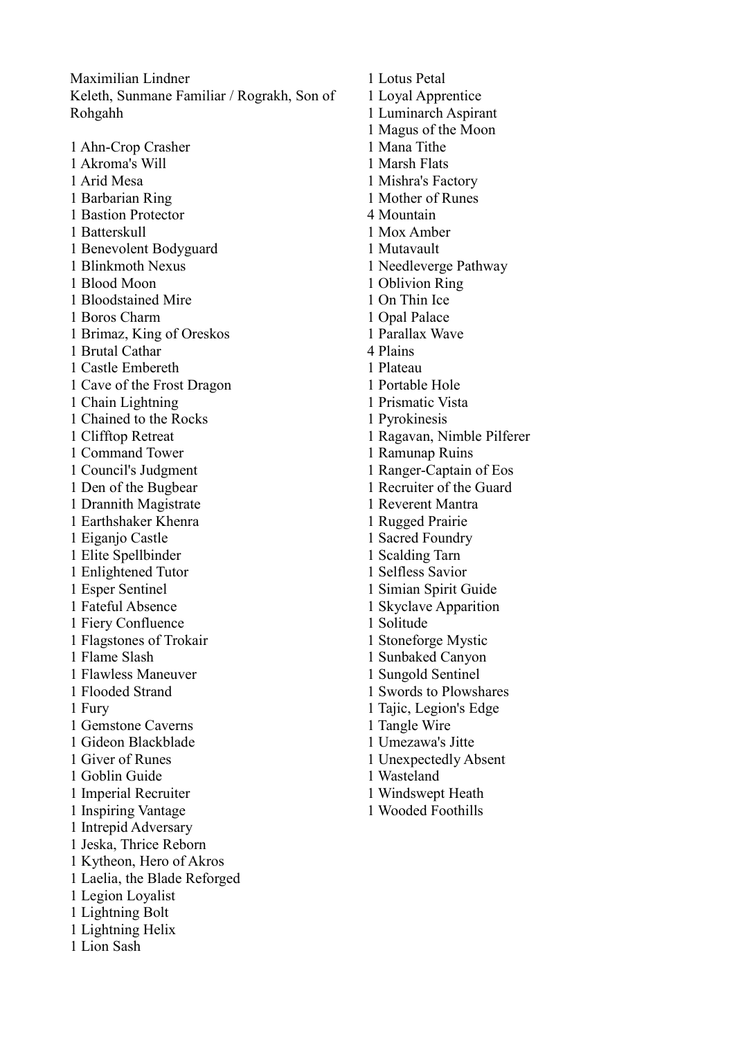Maximilian Lindner
Keleth, Sunmane Familiar / Rograkh, Son of Rohgahh

1 Ahn-Crop Crasher
1 Akroma's Will
1 Arid Mesa
1 Barbarian Ring
1 Bastion Protector
1 Batterskull
1 Benevolent Bodyguard
1 Blinkmoth Nexus
1 Blood Moon
1 Bloodstained Mire
1 Boros Charm
1 Brimaz, King of Oreskos
1 Brutal Cathar
1 Castle Embereth
1 Cave of the Frost Dragon
1 Chain Lightning
1 Chained to the Rocks
1 Clifftop Retreat
1 Command Tower
1 Council's Judgment
1 Den of the Bugbear
1 Drannith Magistrate
1 Earthshaker Khenra
1 Eiganjo Castle
1 Elite Spellbinder
1 Enlightened Tutor
1 Esper Sentinel
1 Fateful Absence
1 Fiery Confluence
1 Flagstones of Trokair
1 Flame Slash
1 Flawless Maneuver
1 Flooded Strand
1 Fury
1 Gemstone Caverns
1 Gideon Blackblade
1 Giver of Runes
1 Goblin Guide
1 Imperial Recruiter
1 Inspiring Vantage
1 Intrepid Adversary
1 Jeska, Thrice Reborn
1 Kytheon, Hero of Akros
1 Laelia, the Blade Reforged
1 Legion Loyalist
1 Lightning Bolt
1 Lightning Helix
1 Lion Sash
1 Lotus Petal
1 Loyal Apprentice
1 Luminarch Aspirant
1 Magus of the Moon
1 Mana Tithe
1 Marsh Flats
1 Mishra's Factory
1 Mother of Runes
4 Mountain
1 Mox Amber
1 Mutavault
1 Needleverge Pathway
1 Oblivion Ring
1 On Thin Ice
1 Opal Palace
1 Parallax Wave
4 Plains
1 Plateau
1 Portable Hole
1 Prismatic Vista
1 Pyrokinesis
1 Ragavan, Nimble Pilferer
1 Ramunap Ruins
1 Ranger-Captain of Eos
1 Recruiter of the Guard
1 Reverent Mantra
1 Rugged Prairie
1 Sacred Foundry
1 Scalding Tarn
1 Selfless Savior
1 Simian Spirit Guide
1 Skyclave Apparition
1 Solitude
1 Stoneforge Mystic
1 Sunbaked Canyon
1 Sungold Sentinel
1 Swords to Plowshares
1 Tajic, Legion's Edge
1 Tangle Wire
1 Umezawa's Jitte
1 Unexpectedly Absent
1 Wasteland
1 Windswept Heath
1 Wooded Foothills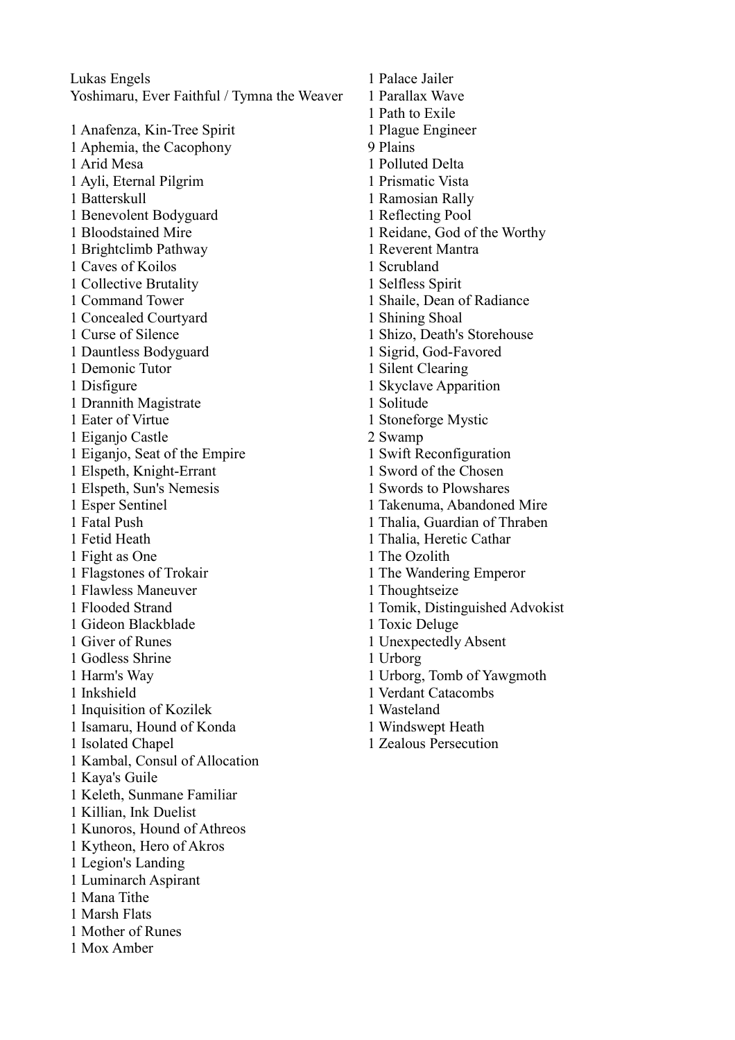Lukas Engels
Yoshimaru, Ever Faithful / Tymna the Weaver

1 Anafenza, Kin-Tree Spirit
1 Aphemia, the Cacophony
1 Arid Mesa
1 Ayli, Eternal Pilgrim
1 Batterskull
1 Benevolent Bodyguard
1 Bloodstained Mire
1 Brightclimb Pathway
1 Caves of Koilos
1 Collective Brutality
1 Command Tower
1 Concealed Courtyard
1 Curse of Silence
1 Dauntless Bodyguard
1 Demonic Tutor
1 Disfigure
1 Drannith Magistrate
1 Eater of Virtue
1 Eiganjo Castle
1 Eiganjo, Seat of the Empire
1 Elspeth, Knight-Errant
1 Elspeth, Sun's Nemesis
1 Esper Sentinel
1 Fatal Push
1 Fetid Heath
1 Fight as One
1 Flagstones of Trokair
1 Flawless Maneuver
1 Flooded Strand
1 Gideon Blackblade
1 Giver of Runes
1 Godless Shrine
1 Harm's Way
1 Inkshield
1 Inquisition of Kozilek
1 Isamaru, Hound of Konda
1 Isolated Chapel
1 Kambal, Consul of Allocation
1 Kaya's Guile
1 Keleth, Sunmane Familiar
1 Killian, Ink Duelist
1 Kunoros, Hound of Athreos
1 Kytheon, Hero of Akros
1 Legion's Landing
1 Luminarch Aspirant
1 Mana Tithe
1 Marsh Flats
1 Mother of Runes
1 Mox Amber
1 Palace Jailer
1 Parallax Wave
1 Path to Exile
1 Plague Engineer
9 Plains
1 Polluted Delta
1 Prismatic Vista
1 Ramosian Rally
1 Reflecting Pool
1 Reidane, God of the Worthy
1 Reverent Mantra
1 Scrubland
1 Selfless Spirit
1 Shaile, Dean of Radiance
1 Shining Shoal
1 Shizo, Death's Storehouse
1 Sigrid, God-Favored
1 Silent Clearing
1 Skyclave Apparition
1 Solitude
1 Stoneforge Mystic
2 Swamp
1 Swift Reconfiguration
1 Sword of the Chosen
1 Swords to Plowshares
1 Takenuma, Abandoned Mire
1 Thalia, Guardian of Thraben
1 Thalia, Heretic Cathar
1 The Ozolith
1 The Wandering Emperor
1 Thoughtseize
1 Tomik, Distinguished Advokist
1 Toxic Deluge
1 Unexpectedly Absent
1 Urborg
1 Urborg, Tomb of Yawgmoth
1 Verdant Catacombs
1 Wasteland
1 Windswept Heath
1 Zealous Persecution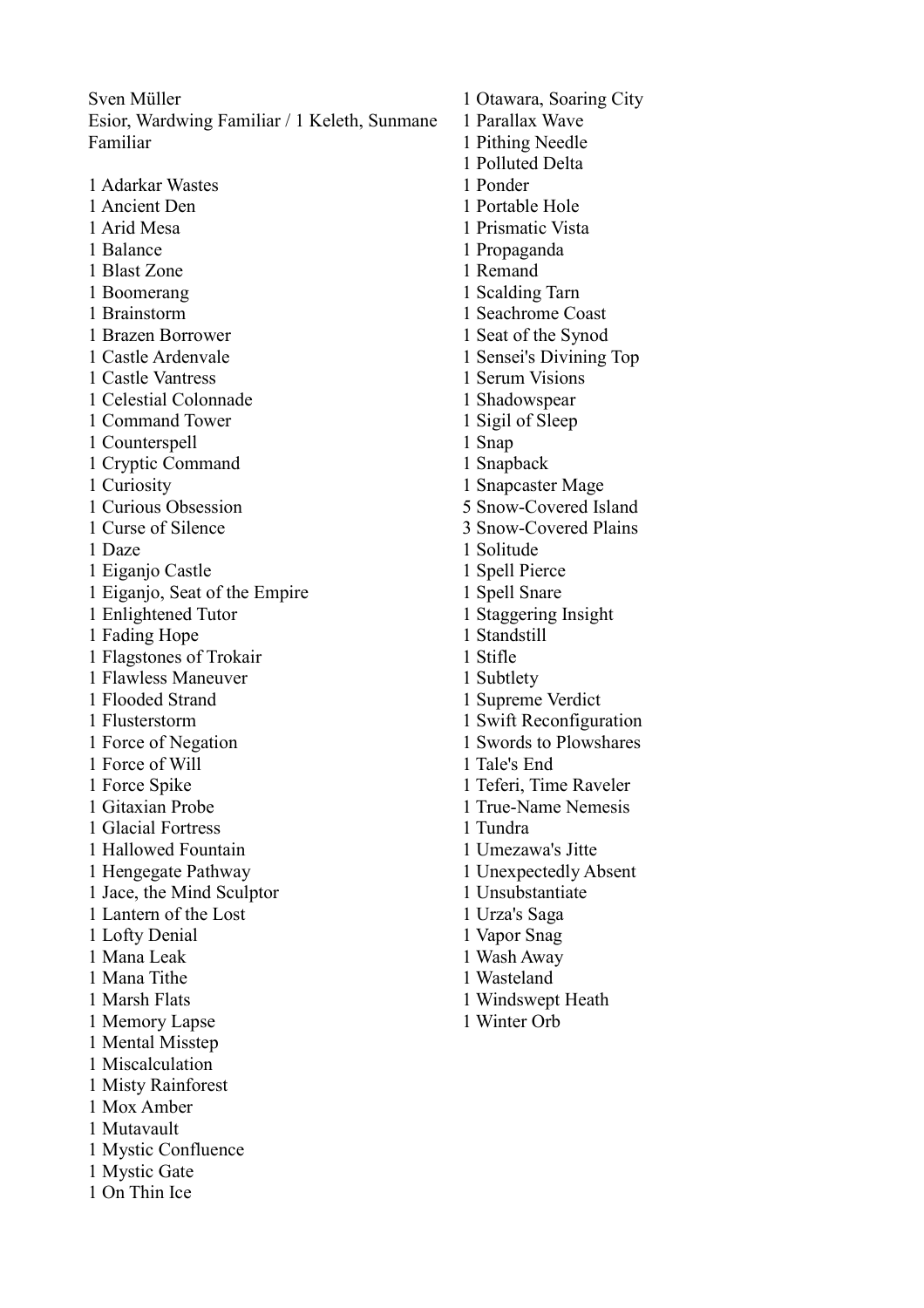Sven Müller
Esior, Wardwing Familiar / 1 Keleth, Sunmane Familiar

1 Adarkar Wastes
1 Ancient Den
1 Arid Mesa
1 Balance
1 Blast Zone
1 Boomerang
1 Brainstorm
1 Brazen Borrower
1 Castle Ardenvale
1 Castle Vantress
1 Celestial Colonnade
1 Command Tower
1 Counterspell
1 Cryptic Command
1 Curiosity
1 Curious Obsession
1 Curse of Silence
1 Daze
1 Eiganjo Castle
1 Eiganjo, Seat of the Empire
1 Enlightened Tutor
1 Fading Hope
1 Flagstones of Trokair
1 Flawless Maneuver
1 Flooded Strand
1 Flusterstorm
1 Force of Negation
1 Force of Will
1 Force Spike
1 Gitaxian Probe
1 Glacial Fortress
1 Hallowed Fountain
1 Hengegate Pathway
1 Jace, the Mind Sculptor
1 Lantern of the Lost
1 Lofty Denial
1 Mana Leak
1 Mana Tithe
1 Marsh Flats
1 Memory Lapse
1 Mental Misstep
1 Miscalculation
1 Misty Rainforest
1 Mox Amber
1 Mutavault
1 Mystic Confluence
1 Mystic Gate
1 On Thin Ice
1 Otawara, Soaring City
1 Parallax Wave
1 Pithing Needle
1 Polluted Delta
1 Ponder
1 Portable Hole
1 Prismatic Vista
1 Propaganda
1 Remand
1 Scalding Tarn
1 Seachrome Coast
1 Seat of the Synod
1 Sensei's Divining Top
1 Serum Visions
1 Shadowspear
1 Sigil of Sleep
1 Snap
1 Snapback
1 Snapcaster Mage
5 Snow-Covered Island
3 Snow-Covered Plains
1 Solitude
1 Spell Pierce
1 Spell Snare
1 Staggering Insight
1 Standstill
1 Stifle
1 Subtlety
1 Supreme Verdict
1 Swift Reconfiguration
1 Swords to Plowshares
1 Tale's End
1 Teferi, Time Raveler
1 True-Name Nemesis
1 Tundra
1 Umezawa's Jitte
1 Unexpectedly Absent
1 Unsubstantiate
1 Urza's Saga
1 Vapor Snag
1 Wash Away
1 Wasteland
1 Windswept Heath
1 Winter Orb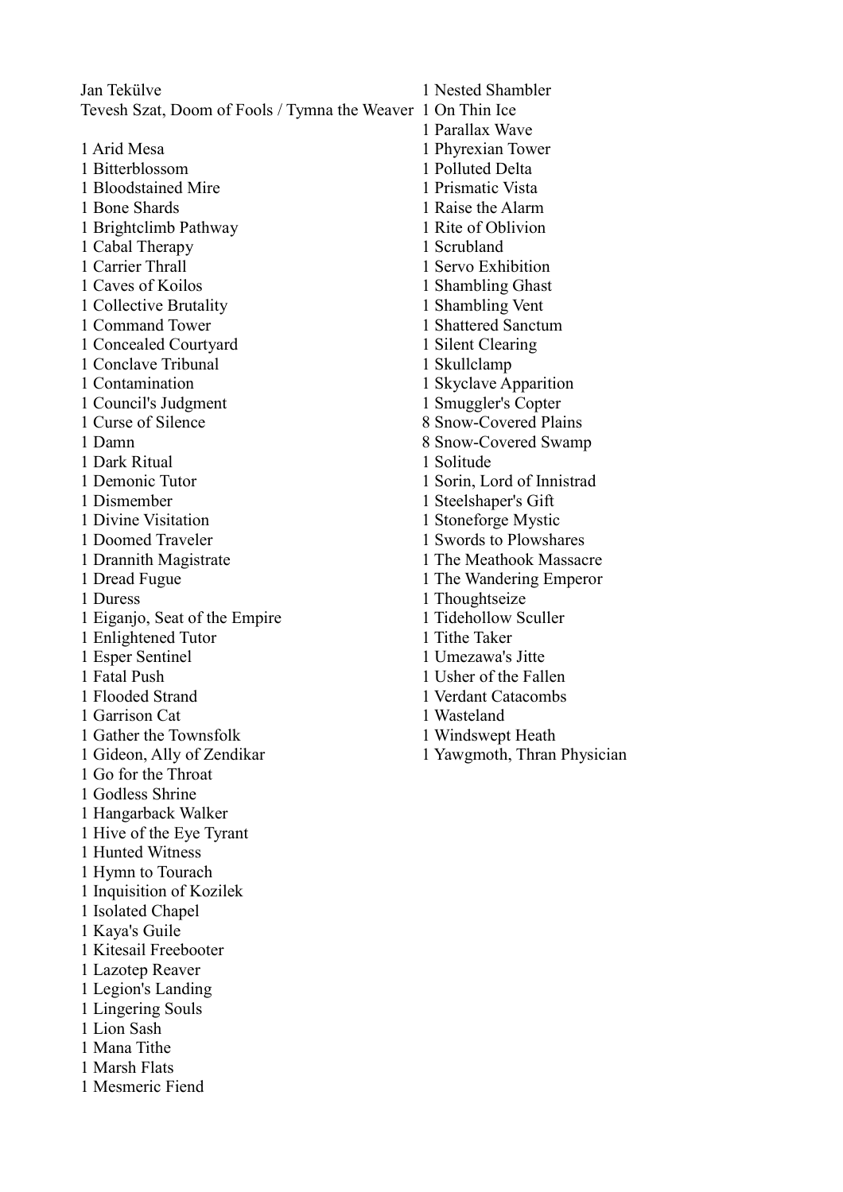Jan Tekülve
Tevesh Szat, Doom of Fools / Tymna the Weaver

1 Arid Mesa
1 Bitterblossom
1 Bloodstained Mire
1 Bone Shards
1 Brightclimb Pathway
1 Cabal Therapy
1 Carrier Thrall
1 Caves of Koilos
1 Collective Brutality
1 Command Tower
1 Concealed Courtyard
1 Conclave Tribunal
1 Contamination
1 Council's Judgment
1 Curse of Silence
1 Damn
1 Dark Ritual
1 Demonic Tutor
1 Dismember
1 Divine Visitation
1 Doomed Traveler
1 Drannith Magistrate
1 Dread Fugue
1 Duress
1 Eiganjo, Seat of the Empire
1 Enlightened Tutor
1 Esper Sentinel
1 Fatal Push
1 Flooded Strand
1 Garrison Cat
1 Gather the Townsfolk
1 Gideon, Ally of Zendikar
1 Go for the Throat
1 Godless Shrine
1 Hangarback Walker
1 Hive of the Eye Tyrant
1 Hunted Witness
1 Hymn to Tourach
1 Inquisition of Kozilek
1 Isolated Chapel
1 Kaya's Guile
1 Kitesail Freebooter
1 Lazotep Reaver
1 Legion's Landing
1 Lingering Souls
1 Lion Sash
1 Mana Tithe
1 Marsh Flats
1 Mesmeric Fiend
1 Nested Shambler
1 On Thin Ice
1 Parallax Wave
1 Phyrexian Tower
1 Polluted Delta
1 Prismatic Vista
1 Raise the Alarm
1 Rite of Oblivion
1 Scrubland
1 Servo Exhibition
1 Shambling Ghast
1 Shambling Vent
1 Shattered Sanctum
1 Silent Clearing
1 Skullclamp
1 Skyclave Apparition
1 Smuggler's Copter
8 Snow-Covered Plains
8 Snow-Covered Swamp
1 Solitude
1 Sorin, Lord of Innistrad
1 Steelshaper's Gift
1 Stoneforge Mystic
1 Swords to Plowshares
1 The Meathook Massacre
1 The Wandering Emperor
1 Thoughtseize
1 Tidehollow Sculler
1 Tithe Taker
1 Umezawa's Jitte
1 Usher of the Fallen
1 Verdant Catacombs
1 Wasteland
1 Windswept Heath
1 Yawgmoth, Thran Physician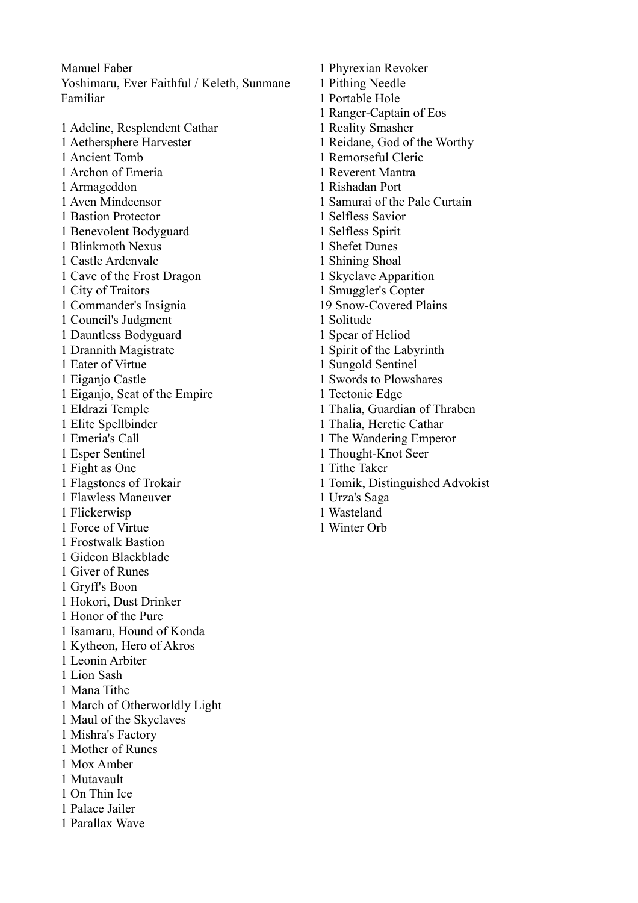Manuel Faber
Yoshimaru, Ever Faithful / Keleth, Sunmane Familiar

1 Adeline, Resplendent Cathar
1 Aethersphere Harvester
1 Ancient Tomb
1 Archon of Emeria
1 Armageddon
1 Aven Mindcensor
1 Bastion Protector
1 Benevolent Bodyguard
1 Blinkmoth Nexus
1 Castle Ardenvale
1 Cave of the Frost Dragon
1 City of Traitors
1 Commander's Insignia
1 Council's Judgment
1 Dauntless Bodyguard
1 Drannith Magistrate
1 Eater of Virtue
1 Eiganjo Castle
1 Eiganjo, Seat of the Empire
1 Eldrazi Temple
1 Elite Spellbinder
1 Emeria's Call
1 Esper Sentinel
1 Fight as One
1 Flagstones of Trokair
1 Flawless Maneuver
1 Flickerwisp
1 Force of Virtue
1 Frostwalk Bastion
1 Gideon Blackblade
1 Giver of Runes
1 Gryff's Boon
1 Hokori, Dust Drinker
1 Honor of the Pure
1 Isamaru, Hound of Konda
1 Kytheon, Hero of Akros
1 Leonin Arbiter
1 Lion Sash
1 Mana Tithe
1 March of Otherworldly Light
1 Maul of the Skyclaves
1 Mishra's Factory
1 Mother of Runes
1 Mox Amber
1 Mutavault
1 On Thin Ice
1 Palace Jailer
1 Parallax Wave
1 Phyrexian Revoker
1 Pithing Needle
1 Portable Hole
1 Ranger-Captain of Eos
1 Reality Smasher
1 Reidane, God of the Worthy
1 Remorseful Cleric
1 Reverent Mantra
1 Rishadan Port
1 Samurai of the Pale Curtain
1 Selfless Savior
1 Selfless Spirit
1 Shefet Dunes
1 Shining Shoal
1 Skyclave Apparition
1 Smuggler's Copter
19 Snow-Covered Plains
1 Solitude
1 Spear of Heliod
1 Spirit of the Labyrinth
1 Sungold Sentinel
1 Swords to Plowshares
1 Tectonic Edge
1 Thalia, Guardian of Thraben
1 Thalia, Heretic Cathar
1 The Wandering Emperor
1 Thought-Knot Seer
1 Tithe Taker
1 Tomik, Distinguished Advokist
1 Urza's Saga
1 Wasteland
1 Winter Orb